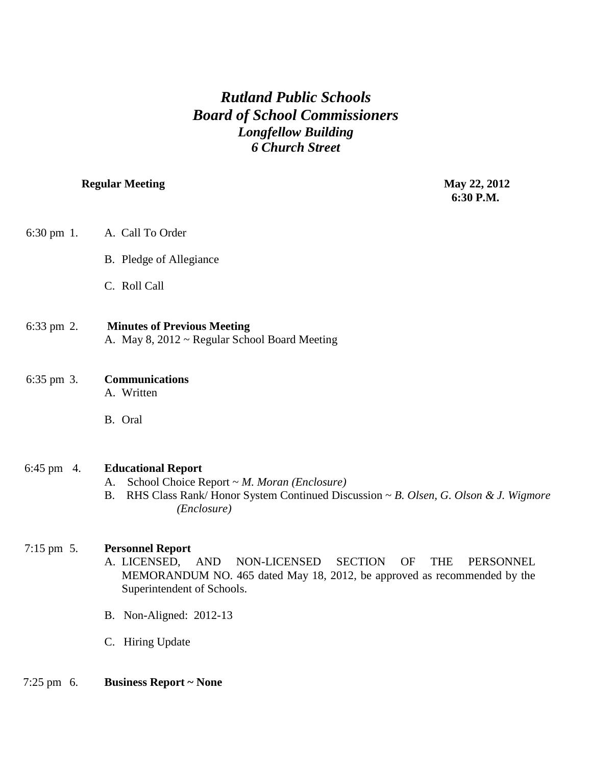# *Rutland Public Schools*
# *Board of School Commissioners*
### *Longfellow Building*
### *6 Church Street*

**Regular Meeting** **May 22, 2012**
**6:30 P.M.**

6:30 pm 1. A. Call To Order

B. Pledge of Allegiance

C. Roll Call

6:33 pm 2. **Minutes of Previous Meeting**
A. May 8, 2012 ~ Regular School Board Meeting

6:35 pm 3. **Communications**
A. Written

B. Oral

6:45 pm 4. **Educational Report**
A. School Choice Report ~ *M. Moran (Enclosure)*
B. RHS Class Rank/ Honor System Continued Discussion ~ *B. Olsen, G. Olson & J. Wigmore (Enclosure)*

7:15 pm 5. **Personnel Report**
A. LICENSED, AND NON-LICENSED SECTION OF THE PERSONNEL MEMORANDUM NO. 465 dated May 18, 2012, be approved as recommended by the Superintendent of Schools.

B. Non-Aligned: 2012-13

C. Hiring Update

7:25 pm 6. **Business Report ~ None**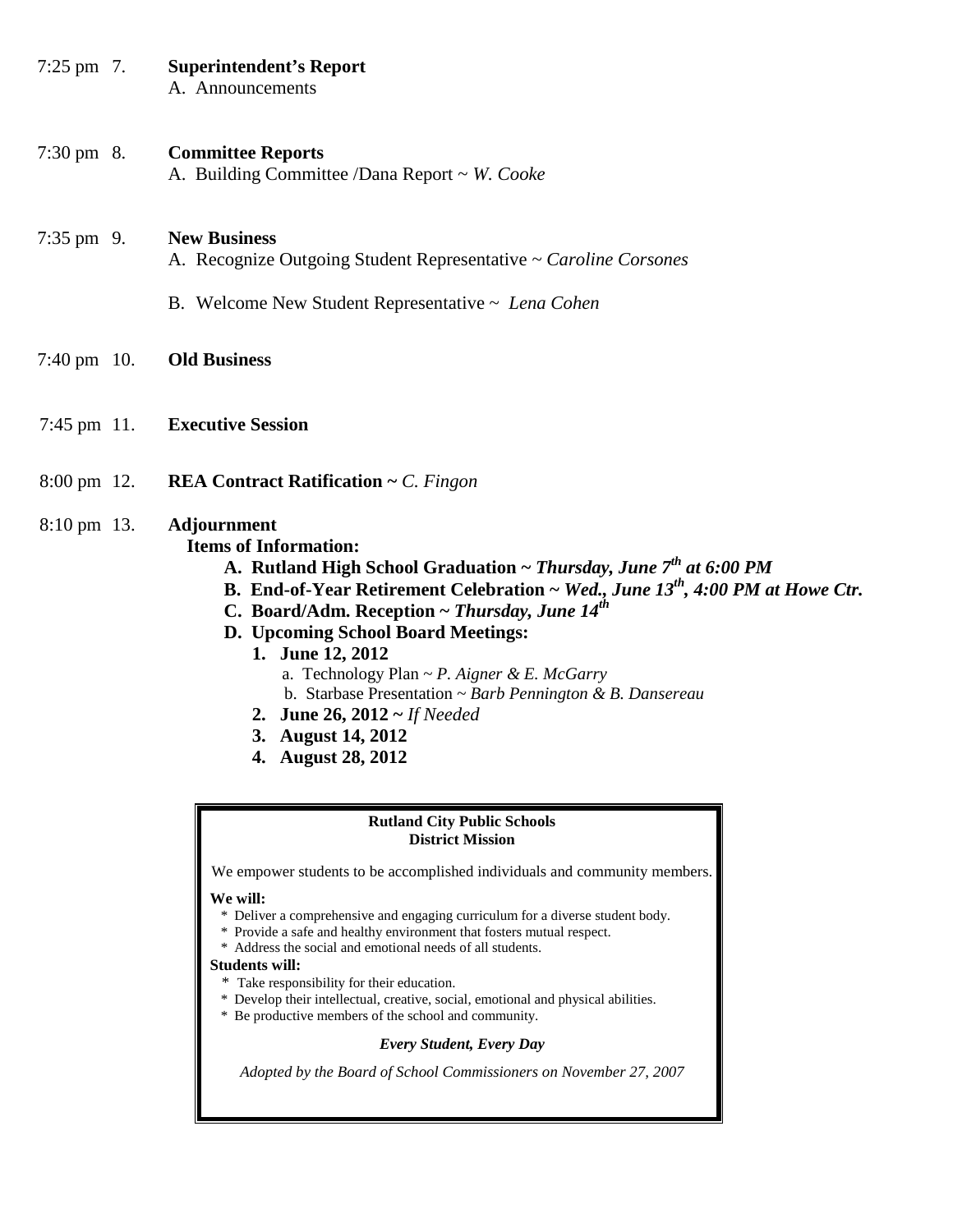7:25 pm 7. **Superintendent's Report**

A. Announcements

7:30 pm 8. **Committee Reports**

A. Building Committee /Dana Report ~ *W. Cooke*

7:35 pm 9. **New Business**

A. Recognize Outgoing Student Representative ~ *Caroline Corsones*

B. Welcome New Student Representative ~ *Lena Cohen*

7:40 pm 10. **Old Business**

7:45 pm 11. **Executive Session**

8:00 pm 12. **REA Contract Ratification ~** *C. Fingon*

8:10 pm 13. **Adjournment**

**Items of Information:**

- **A. Rutland High School Graduation ~** ***Thursday, June 7th at 6:00 PM***
- **B. End-of-Year Retirement Celebration ~** ***Wed., June 13th, 4:00 PM at Howe Ctr.***
- **C. Board/Adm. Reception ~** ***Thursday, June 14th***
- **D. Upcoming School Board Meetings:**
  1. **June 12, 2012**
     - a. Technology Plan ~ *P. Aigner & E. McGarry*
     - b. Starbase Presentation ~ *Barb Pennington & B. Dansereau*
  2. **June 26, 2012 ~** *If Needed*
  3. **August 14, 2012**
  4. **August 28, 2012**

**Rutland City Public Schools**
**District Mission**

We empower students to be accomplished individuals and community members.

**We will:**

- * Deliver a comprehensive and engaging curriculum for a diverse student body.
- * Provide a safe and healthy environment that fosters mutual respect.
- * Address the social and emotional needs of all students.

**Students will:**

- * Take responsibility for their education.
- * Develop their intellectual, creative, social, emotional and physical abilities.
- * Be productive members of the school and community.

***Every Student, Every Day***

*Adopted by the Board of School Commissioners on November 27, 2007*